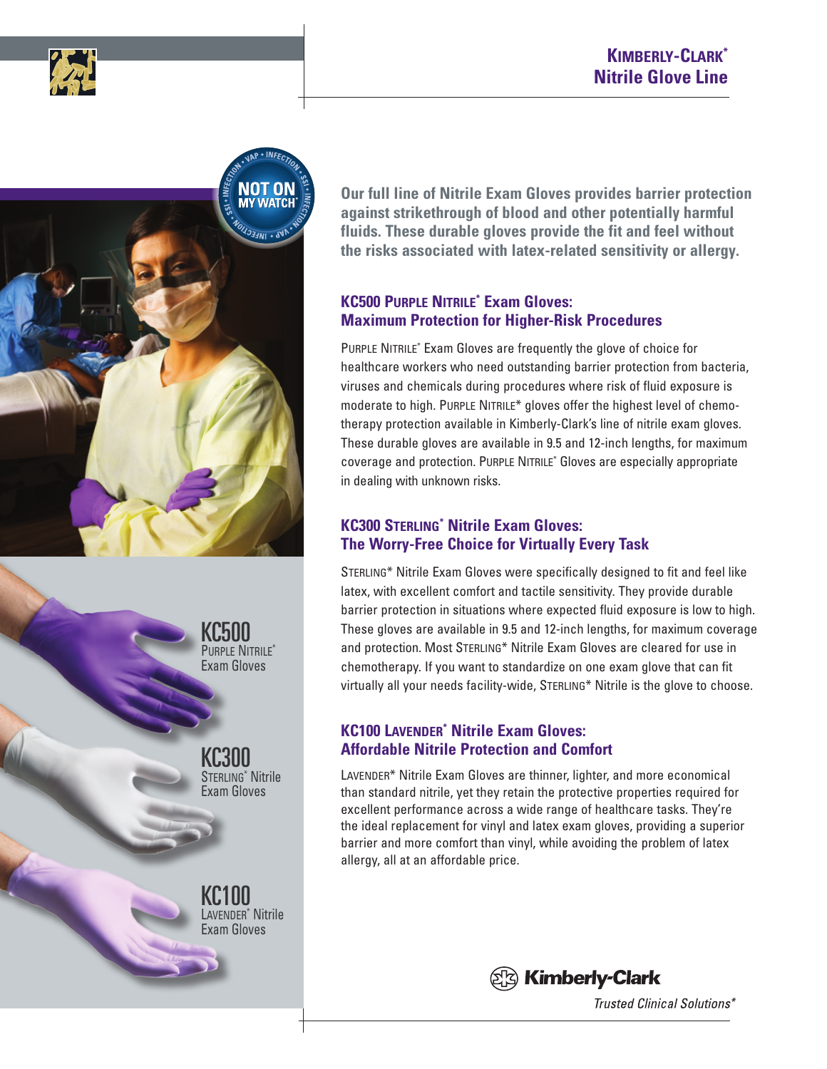# Kimberly-Clark* Nitrile Glove Line

**Our full line of Nitrile Exam Gloves provides barrier protection against strikethrough of blood and other potentially harmful fluids. These durable gloves provide the fit and feel without the risks associated with latex-related sensitivity or allergy.**

## KC500 Purple Nitrile* Exam Gloves: Maximum Protection for Higher-Risk Procedures

Purple Nitrile* Exam Gloves are frequently the glove of choice for healthcare workers who need outstanding barrier protection from bacteria, viruses and chemicals during procedures where risk of fluid exposure is moderate to high. Purple Nitrile* gloves offer the highest level of chemotherapy protection available in Kimberly-Clark's line of nitrile exam gloves. These durable gloves are available in 9.5 and 12-inch lengths, for maximum coverage and protection. Purple Nitrile* Gloves are especially appropriate in dealing with unknown risks.

## KC300 Sterling* Nitrile Exam Gloves: The Worry-Free Choice for Virtually Every Task

Sterling* Nitrile Exam Gloves were specifically designed to fit and feel like latex, with excellent comfort and tactile sensitivity. They provide durable barrier protection in situations where expected fluid exposure is low to high. These gloves are available in 9.5 and 12-inch lengths, for maximum coverage and protection. Most Sterling* Nitrile Exam Gloves are cleared for use in chemotherapy. If you want to standardize on one exam glove that can fit virtually all your needs facility-wide, Sterling* Nitrile is the glove to choose.

## KC100 Lavender* Nitrile Exam Gloves: Affordable Nitrile Protection and Comfort

Lavender* Nitrile Exam Gloves are thinner, lighter, and more economical than standard nitrile, yet they retain the protective properties required for excellent performance across a wide range of healthcare tasks. They're the ideal replacement for vinyl and latex exam gloves, providing a superior barrier and more comfort than vinyl, while avoiding the problem of latex allergy, all at an affordable price.

NOT ON MY WATCH*

KC500 Purple Nitrile* Exam Gloves

KC300 Sterling* Nitrile Exam Gloves

KC100 Lavender* Nitrile Exam Gloves

Kimberly-Clark

*Trusted Clinical Solutions**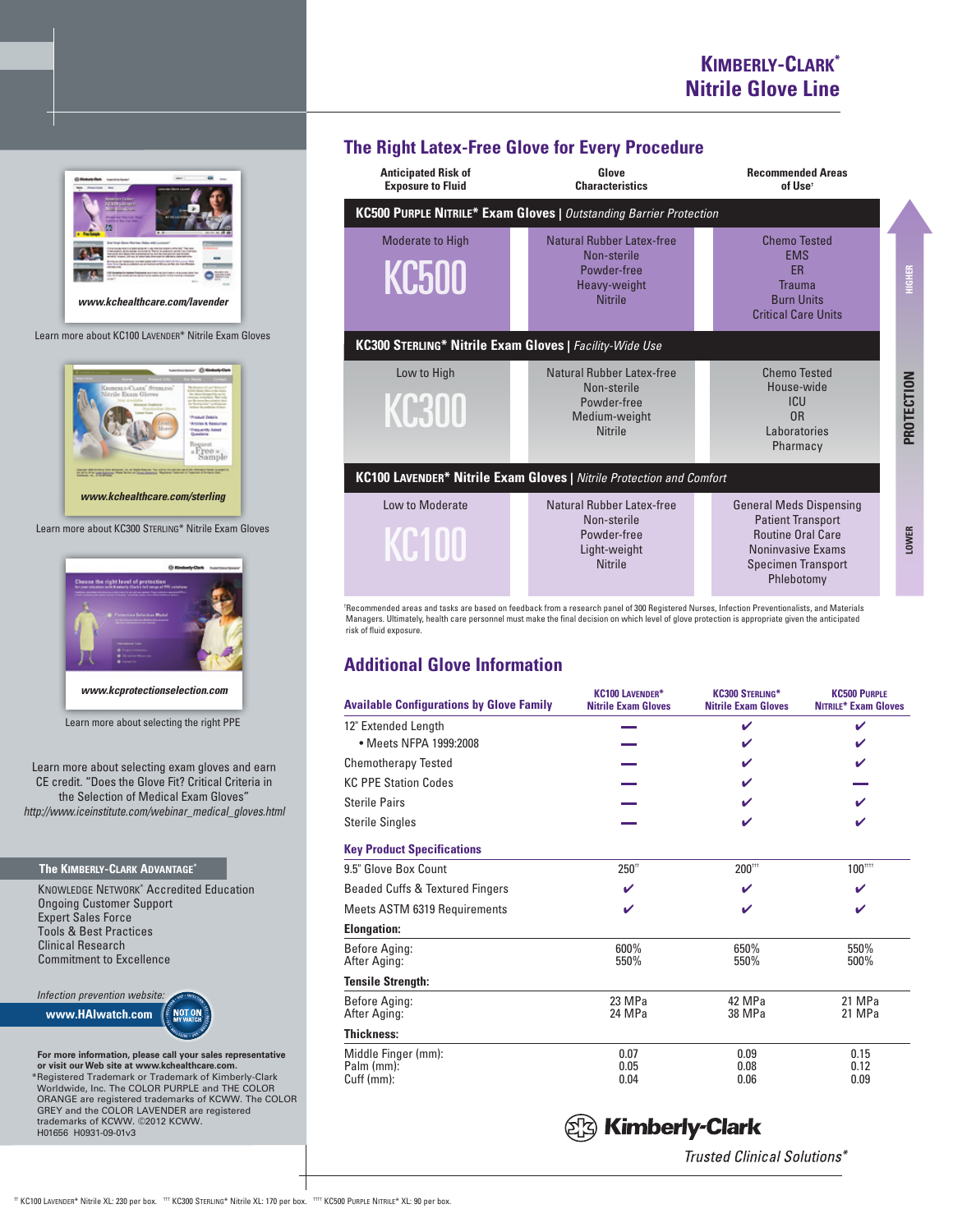# KIMBERLY-CLARK* Nitrile Glove Line

## The Right Latex-Free Glove for Every Procedure

| Anticipated Risk of Exposure to Fluid | Glove Characteristics | Recommended Areas of Use[†] |
|---|---|---|
| **KC500 PURPLE NITRILE* Exam Gloves** \| *Outstanding Barrier Protection* | | |
| Moderate to High<br>KC500 | Natural Rubber Latex-free<br>Non-sterile<br>Powder-free<br>Heavy-weight<br>Nitrile | Chemo Tested<br>EMS<br>ER<br>Trauma<br>Burn Units<br>Critical Care Units |
| **KC300 STERLING* Nitrile Exam Gloves** \| *Facility-Wide Use* | | |
| Low to High<br>KC300 | Natural Rubber Latex-free<br>Non-sterile<br>Powder-free<br>Medium-weight<br>Nitrile | Chemo Tested<br>House-wide<br>ICU<br>OR<br>Laboratories<br>Pharmacy |
| **KC100 LAVENDER* Nitrile Exam Gloves** \| *Nitrile Protection and Comfort* | | |
| Low to Moderate<br>KC100 | Natural Rubber Latex-free<br>Non-sterile<br>Powder-free<br>Light-weight<br>Nitrile | General Meds Dispensing<br>Patient Transport<br>Routine Oral Care<br>Noninvasive Exams<br>Specimen Transport<br>Phlebotomy |

HIGHER
PROTECTION
LOWER

[†]Recommended areas and tasks are based on feedback from a research panel of 300 Registered Nurses, Infection Preventionalists, and Materials Managers. Ultimately, health care personnel must make the final decision on which level of glove protection is appropriate given the anticipated risk of fluid exposure.

## Additional Glove Information

| Available Configurations by Glove Family | KC100 LAVENDER* Nitrile Exam Gloves | KC300 STERLING* Nitrile Exam Gloves | KC500 PURPLE NITRILE* Exam Gloves |
|---|---|---|---|
| 12" Extended Length | — | ✔ | ✔ |
| • Meets NFPA 1999:2008 | — | ✔ | ✔ |
| Chemotherapy Tested | — | ✔ | ✔ |
| KC PPE Station Codes | — | ✔ | — |
| Sterile Pairs | — | ✔ | ✔ |
| Sterile Singles | — | ✔ | ✔ |
| **Key Product Specifications** | | | |
| 9.5" Glove Box Count | 250[††] | 200[†††] | 100[††††] |
| Beaded Cuffs & Textured Fingers | ✔ | ✔ | ✔ |
| Meets ASTM 6319 Requirements | ✔ | ✔ | ✔ |
| **Elongation:** | | | |
| Before Aging: | 600% | 650% | 550% |
| After Aging: | 550% | 550% | 500% |
| **Tensile Strength:** | | | |
| Before Aging: | 23 MPa | 42 MPa | 21 MPa |
| After Aging: | 24 MPa | 38 MPa | 21 MPa |
| **Thickness:** | | | |
| Middle Finger (mm): | 0.07 | 0.09 | 0.15 |
| Palm (mm): | 0.05 | 0.08 | 0.12 |
| Cuff (mm): | 0.04 | 0.06 | 0.09 |

Kimberly-Clark

*Trusted Clinical Solutions**

*www.kchealthcare.com/lavender*

Learn more about KC100 LAVENDER* Nitrile Exam Gloves

*www.kchealthcare.com/sterling*

Learn more about KC300 STERLING* Nitrile Exam Gloves

*www.kcprotectionselection.com*

Learn more about selecting the right PPE

Learn more about selecting exam gloves and earn CE credit. "Does the Glove Fit? Critical Criteria in the Selection of Medical Exam Gloves"
*http://www.iceinstitute.com/webinar_medical_gloves.html*

### The KIMBERLY-CLARK ADVANTAGE*

KNOWLEDGE NETWORK* Accredited Education
Ongoing Customer Support
Expert Sales Force
Tools & Best Practices
Clinical Research
Commitment to Excellence

*Infection prevention website:*
**www.HAIwatch.com** NOT ON MY WATCH

**For more information, please call your sales representative or visit our Web site at www.kchealthcare.com.**
*Registered Trademark or Trademark of Kimberly-Clark Worldwide, Inc. The COLOR PURPLE and THE COLOR ORANGE are registered trademarks of KCWW. The COLOR GREY and the COLOR LAVENDER are registered trademarks of KCWW. ©2012 KCWW.
H01656 H0931-09-01v3

[††] KC100 LAVENDER* Nitrile XL: 230 per box. [†††] KC300 STERLING* Nitrile XL: 170 per box. [††††] KC500 PURPLE NITRILE* XL: 90 per box.